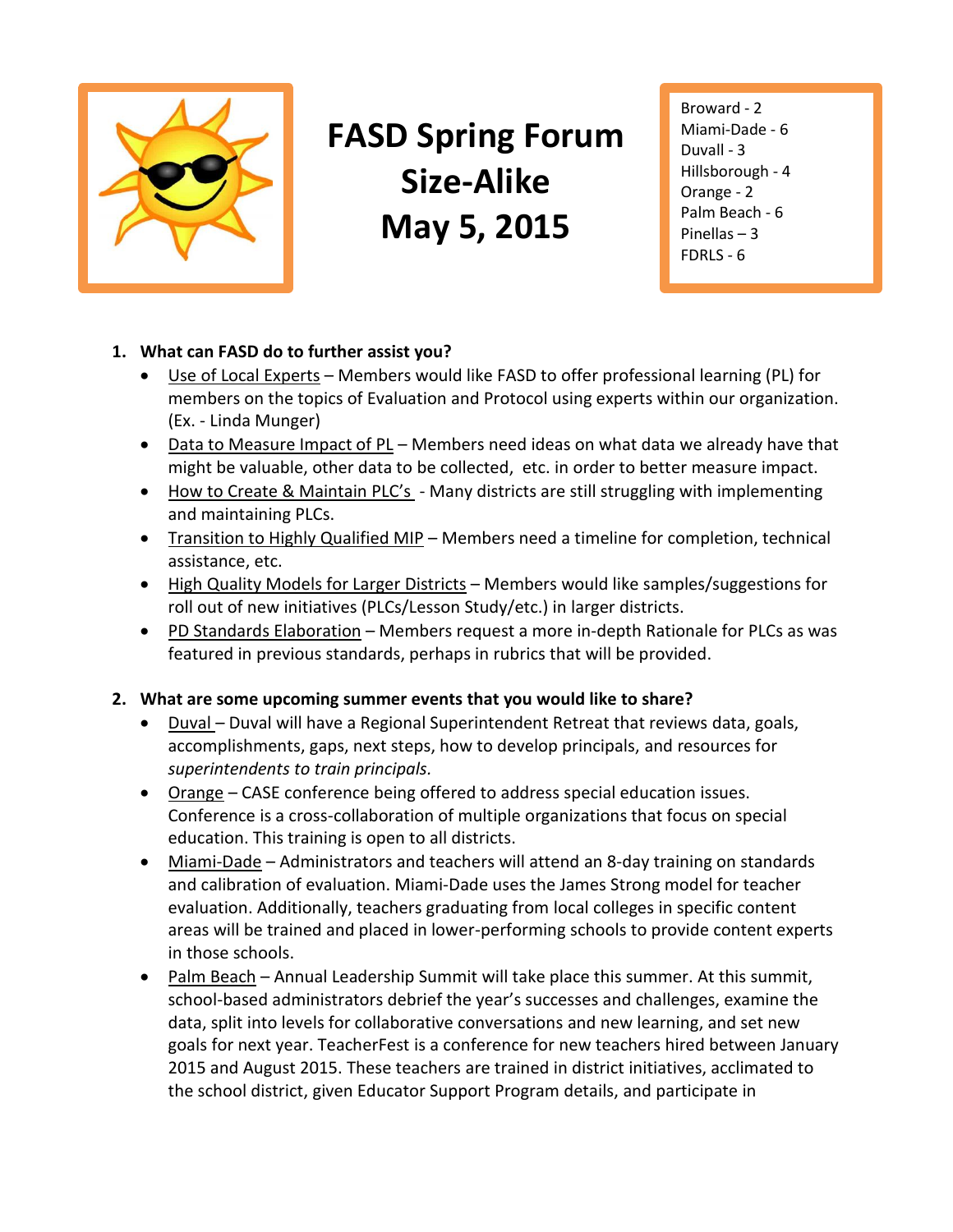# FASD Spring Forum Size-Alike May 5, 2015

Broward - 2
Miami-Dade - 6
Duvall - 3
Hillsborough - 4
Orange - 2
Palm Beach - 6
Pinellas – 3
FDRLS - 6

1. **What can FASD do to further assist you?**
   - Use of Local Experts – Members would like FASD to offer professional learning (PL) for members on the topics of Evaluation and Protocol using experts within our organization. (Ex. - Linda Munger)
   - Data to Measure Impact of PL – Members need ideas on what data we already have that might be valuable, other data to be collected, etc. in order to better measure impact.
   - How to Create & Maintain PLC's - Many districts are still struggling with implementing and maintaining PLCs.
   - Transition to Highly Qualified MIP – Members need a timeline for completion, technical assistance, etc.
   - High Quality Models for Larger Districts – Members would like samples/suggestions for roll out of new initiatives (PLCs/Lesson Study/etc.) in larger districts.
   - PD Standards Elaboration – Members request a more in-depth Rationale for PLCs as was featured in previous standards, perhaps in rubrics that will be provided.

2. **What are some upcoming summer events that you would like to share?**
   - Duval – Duval will have a Regional Superintendent Retreat that reviews data, goals, accomplishments, gaps, next steps, how to develop principals, and resources for *superintendents to train principals.*
   - Orange – CASE conference being offered to address special education issues. Conference is a cross-collaboration of multiple organizations that focus on special education. This training is open to all districts.
   - Miami-Dade – Administrators and teachers will attend an 8-day training on standards and calibration of evaluation. Miami-Dade uses the James Strong model for teacher evaluation. Additionally, teachers graduating from local colleges in specific content areas will be trained and placed in lower-performing schools to provide content experts in those schools.
   - Palm Beach – Annual Leadership Summit will take place this summer. At this summit, school-based administrators debrief the year's successes and challenges, examine the data, split into levels for collaborative conversations and new learning, and set new goals for next year. TeacherFest is a conference for new teachers hired between January 2015 and August 2015. These teachers are trained in district initiatives, acclimated to the school district, given Educator Support Program details, and participate in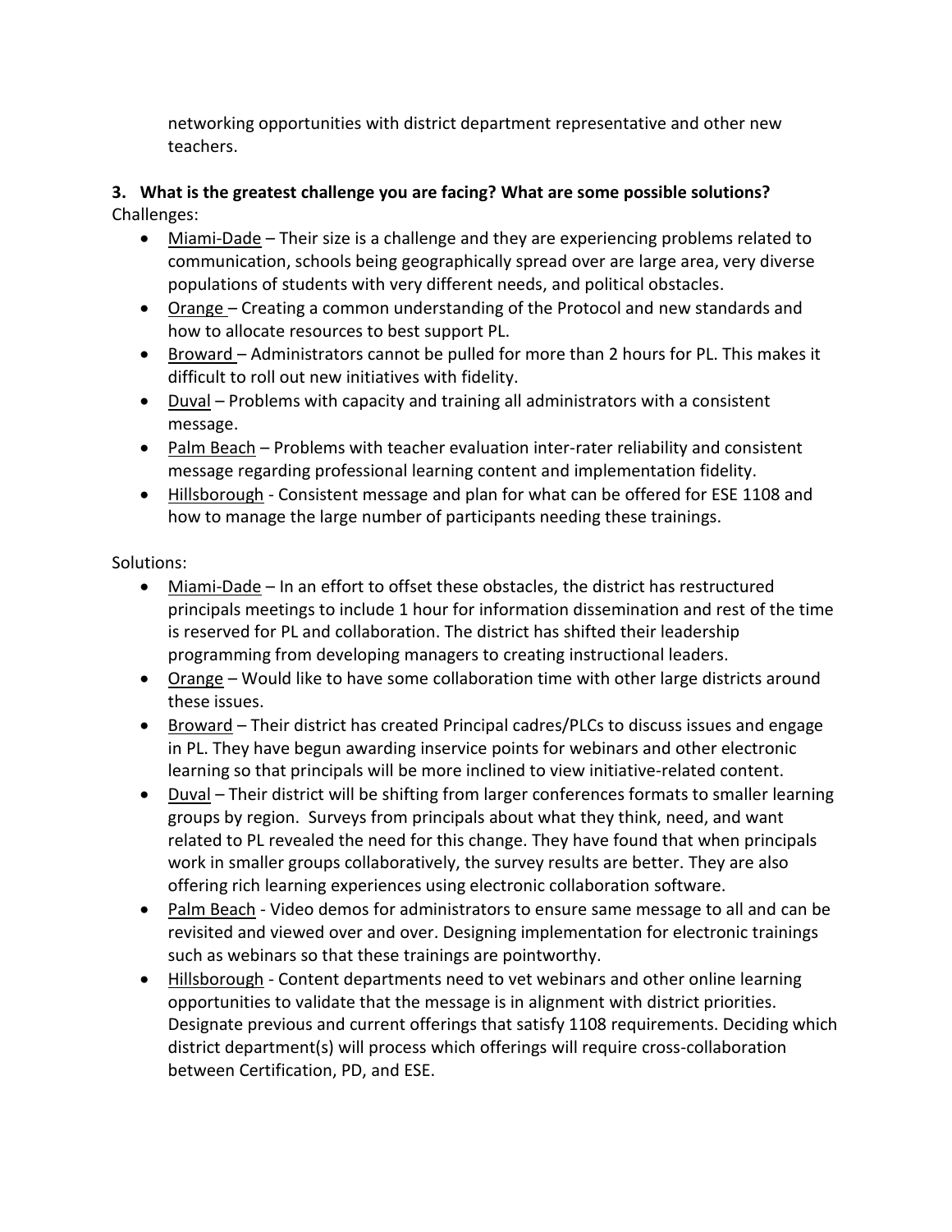networking opportunities with district department representative and other new teachers.

**3. What is the greatest challenge you are facing? What are some possible solutions?**

Challenges:

- Miami-Dade – Their size is a challenge and they are experiencing problems related to communication, schools being geographically spread over are large area, very diverse populations of students with very different needs, and political obstacles.
- Orange – Creating a common understanding of the Protocol and new standards and how to allocate resources to best support PL.
- Broward – Administrators cannot be pulled for more than 2 hours for PL. This makes it difficult to roll out new initiatives with fidelity.
- Duval – Problems with capacity and training all administrators with a consistent message.
- Palm Beach – Problems with teacher evaluation inter-rater reliability and consistent message regarding professional learning content and implementation fidelity.
- Hillsborough - Consistent message and plan for what can be offered for ESE 1108 and how to manage the large number of participants needing these trainings.

Solutions:

- Miami-Dade – In an effort to offset these obstacles, the district has restructured principals meetings to include 1 hour for information dissemination and rest of the time is reserved for PL and collaboration. The district has shifted their leadership programming from developing managers to creating instructional leaders.
- Orange – Would like to have some collaboration time with other large districts around these issues.
- Broward – Their district has created Principal cadres/PLCs to discuss issues and engage in PL. They have begun awarding inservice points for webinars and other electronic learning so that principals will be more inclined to view initiative-related content.
- Duval – Their district will be shifting from larger conferences formats to smaller learning groups by region. Surveys from principals about what they think, need, and want related to PL revealed the need for this change. They have found that when principals work in smaller groups collaboratively, the survey results are better. They are also offering rich learning experiences using electronic collaboration software.
- Palm Beach - Video demos for administrators to ensure same message to all and can be revisited and viewed over and over. Designing implementation for electronic trainings such as webinars so that these trainings are pointworthy.
- Hillsborough - Content departments need to vet webinars and other online learning opportunities to validate that the message is in alignment with district priorities. Designate previous and current offerings that satisfy 1108 requirements. Deciding which district department(s) will process which offerings will require cross-collaboration between Certification, PD, and ESE.